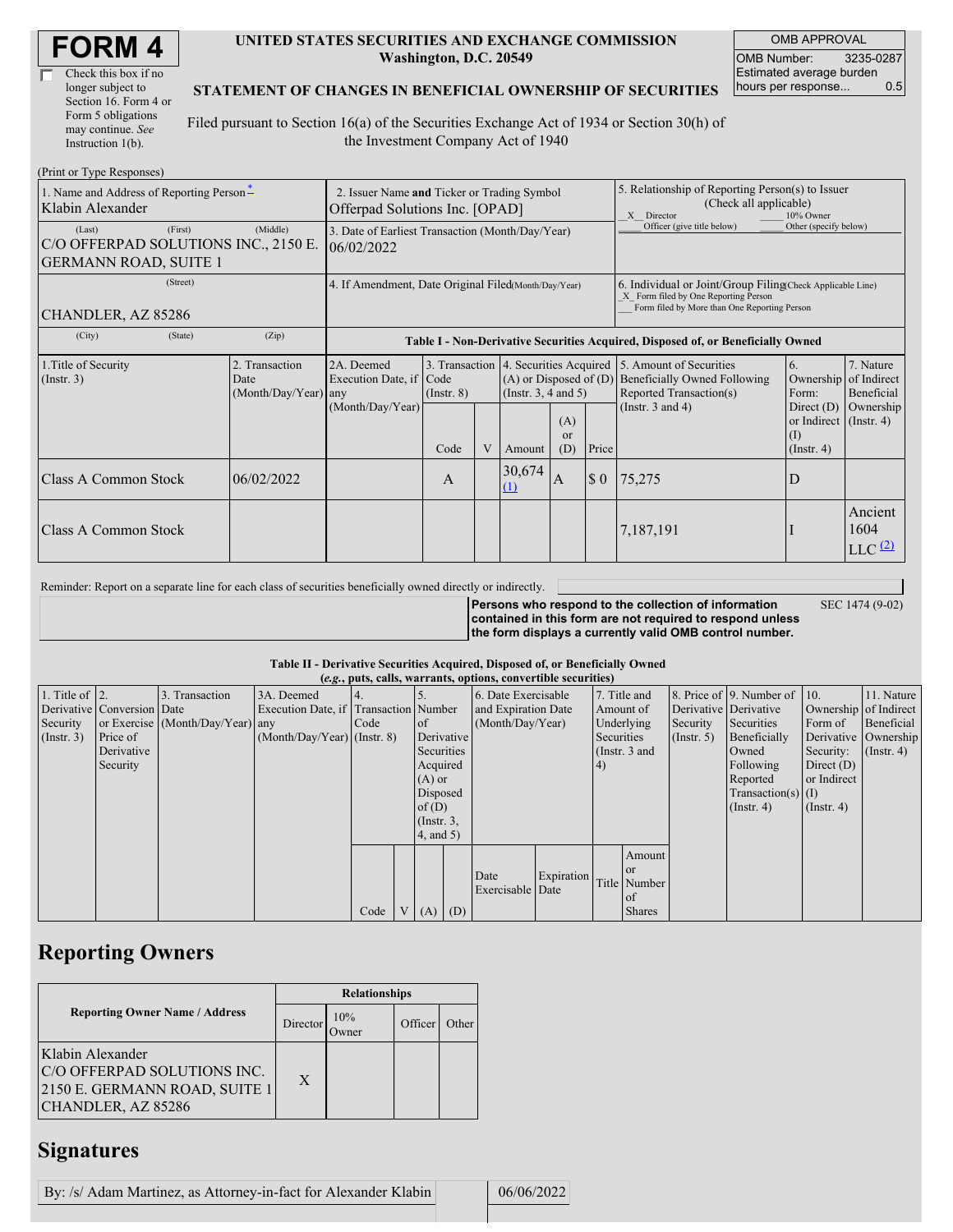# FORM 4

☐ Check this box if no longer subject to Section 16. Form 4 or Form 5 obligations may continue. *See* Instruction 1(b).

**UNITED STATES SECURITIES AND EXCHANGE COMMISSION**
**Washington, D.C. 20549**

**STATEMENT OF CHANGES IN BENEFICIAL OWNERSHIP OF SECURITIES**

Filed pursuant to Section 16(a) of the Securities Exchange Act of 1934 or Section 30(h) of the Investment Company Act of 1940

| OMB APPROVAL | |
|---|---|
| OMB Number: | 3235-0287 |
| Estimated average burden hours per response... | 0.5 |

(Print or Type Responses)

| 1. Name and Address of Reporting Person* | 2. Issuer Name and Ticker or Trading Symbol | 5. Relationship of Reporting Person(s) to Issuer (Check all applicable) |
|---|---|---|
| Klabin Alexander | Offerpad Solutions Inc. [OPAD] | _X_ Director ___ 10% Owner ___ Officer (give title below) ___ Other (specify below) |
| (Last) (First) (Middle) C/O OFFERPAD SOLUTIONS INC., 2150 E. GERMANN ROAD, SUITE 1 | 3. Date of Earliest Transaction (Month/Day/Year) 06/02/2022 | |
| (Street) CHANDLER, AZ 85286 | 4. If Amendment, Date Original Filed (Month/Day/Year) | 6. Individual or Joint/Group Filing (Check Applicable Line) _X_ Form filed by One Reporting Person ___ Form filed by More than One Reporting Person |
| (City) (State) (Zip) | | |

**Table I - Non-Derivative Securities Acquired, Disposed of, or Beneficially Owned**

| 1.Title of Security (Instr. 3) | 2. Transaction Date (Month/Day/Year) | 2A. Deemed Execution Date, if any (Month/Day/Year) | 3. Transaction Code (Instr. 8) | | 4. Securities Acquired (A) or Disposed of (D) (Instr. 3, 4 and 5) | | | 5. Amount of Securities Beneficially Owned Following Reported Transaction(s) (Instr. 3 and 4) | 6. Ownership Form: Direct (D) or Indirect (I) (Instr. 4) | 7. Nature of Indirect Beneficial Ownership (Instr. 4) |
|---|---|---|---|---|---|---|---|---|---|---|
| | | | Code | V | Amount | (A) or (D) | Price | | | |
| Class A Common Stock | 06/02/2022 | | A | | 30,674 (1) | A | $ 0 | 75,275 | D | |
| Class A Common Stock | | | | | | | | 7,187,191 | I | Ancient 1604 LLC (2) |

Reminder: Report on a separate line for each class of securities beneficially owned directly or indirectly.

**Persons who respond to the collection of information contained in this form are not required to respond unless the form displays a currently valid OMB control number.** SEC 1474 (9-02)

**Table II - Derivative Securities Acquired, Disposed of, or Beneficially Owned**
**(*e.g.*, puts, calls, warrants, options, convertible securities)**

| 1. Title of Derivative Security (Instr. 3) | 2. Conversion or Exercise Price of Derivative Security | 3. Transaction Date (Month/Day/Year) | 3A. Deemed Execution Date, if any (Month/Day/Year) | 4. Transaction Code (Instr. 8) | | 5. Number of Derivative Securities Acquired (A) or Disposed of (D) (Instr. 3, 4, and 5) | | 6. Date Exercisable and Expiration Date (Month/Day/Year) | | 7. Title and Amount of Underlying Securities (Instr. 3 and 4) | | 8. Price of Derivative Security (Instr. 5) | 9. Number of Derivative Securities Beneficially Owned Following Reported Transaction(s) (Instr. 4) | 10. Ownership Form of Derivative Security: Direct (D) or Indirect (I) (Instr. 4) | 11. Nature of Indirect Beneficial Ownership (Instr. 4) |
|---|---|---|---|---|---|---|---|---|---|---|---|---|---|---|---|
| | | | | Code | V | (A) | (D) | Date Exercisable | Expiration Date | Title | Amount or Number of Shares | | | | |

## Reporting Owners

| Reporting Owner Name / Address | Relationships | | | |
|---|---|---|---|---|
| | Director | 10% Owner | Officer | Other |
| Klabin Alexander C/O OFFERPAD SOLUTIONS INC. 2150 E. GERMANN ROAD, SUITE 1 CHANDLER, AZ 85286 | X | | | |

## Signatures

| By: /s/ Adam Martinez, as Attorney-in-fact for Alexander Klabin | 06/06/2022 |
|---|---|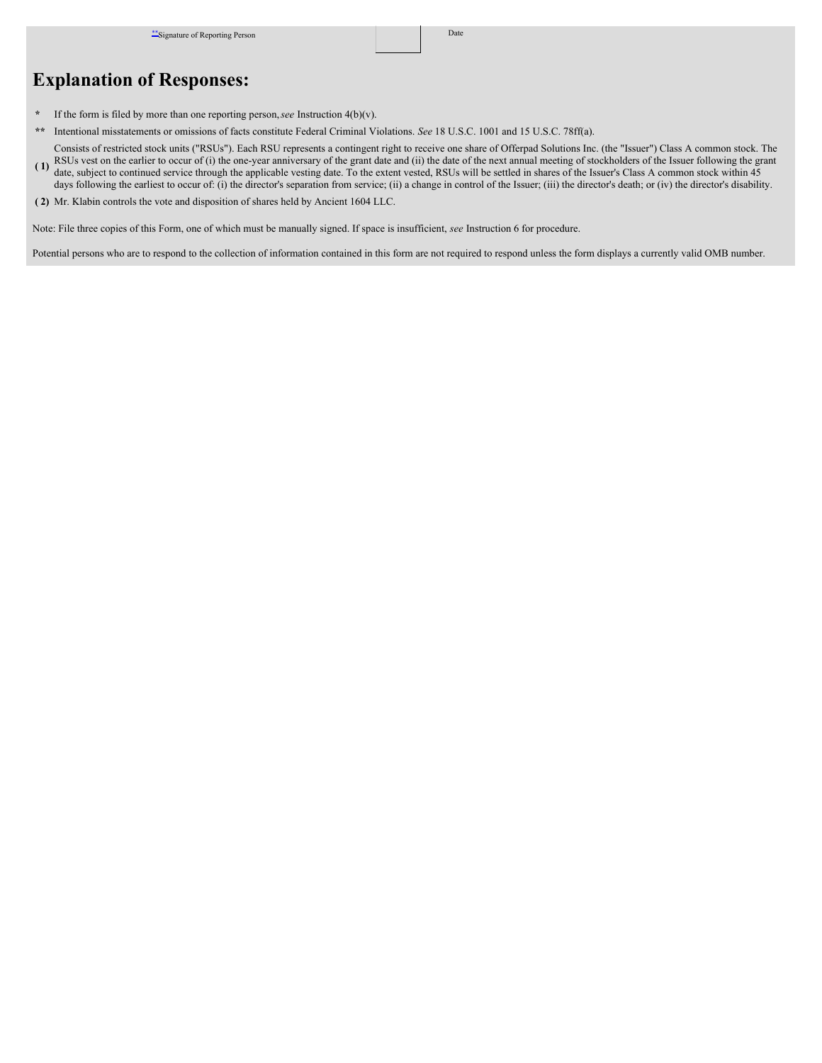| **Signature of Reporting Person | | Date |
| --- | --- | --- |

## Explanation of Responses:

\* If the form is filed by more than one reporting person, *see* Instruction 4(b)(v).

\** Intentional misstatements or omissions of facts constitute Federal Criminal Violations. *See* 18 U.S.C. 1001 and 15 U.S.C. 78ff(a).

**( 1)** Consists of restricted stock units ("RSUs"). Each RSU represents a contingent right to receive one share of Offerpad Solutions Inc. (the "Issuer") Class A common stock. The RSUs vest on the earlier to occur of (i) the one-year anniversary of the grant date and (ii) the date of the next annual meeting of stockholders of the Issuer following the grant date, subject to continued service through the applicable vesting date. To the extent vested, RSUs will be settled in shares of the Issuer's Class A common stock within 45 days following the earliest to occur of: (i) the director's separation from service; (ii) a change in control of the Issuer; (iii) the director's death; or (iv) the director's disability.

**( 2)** Mr. Klabin controls the vote and disposition of shares held by Ancient 1604 LLC.

Note: File three copies of this Form, one of which must be manually signed. If space is insufficient, *see* Instruction 6 for procedure.

Potential persons who are to respond to the collection of information contained in this form are not required to respond unless the form displays a currently valid OMB number.